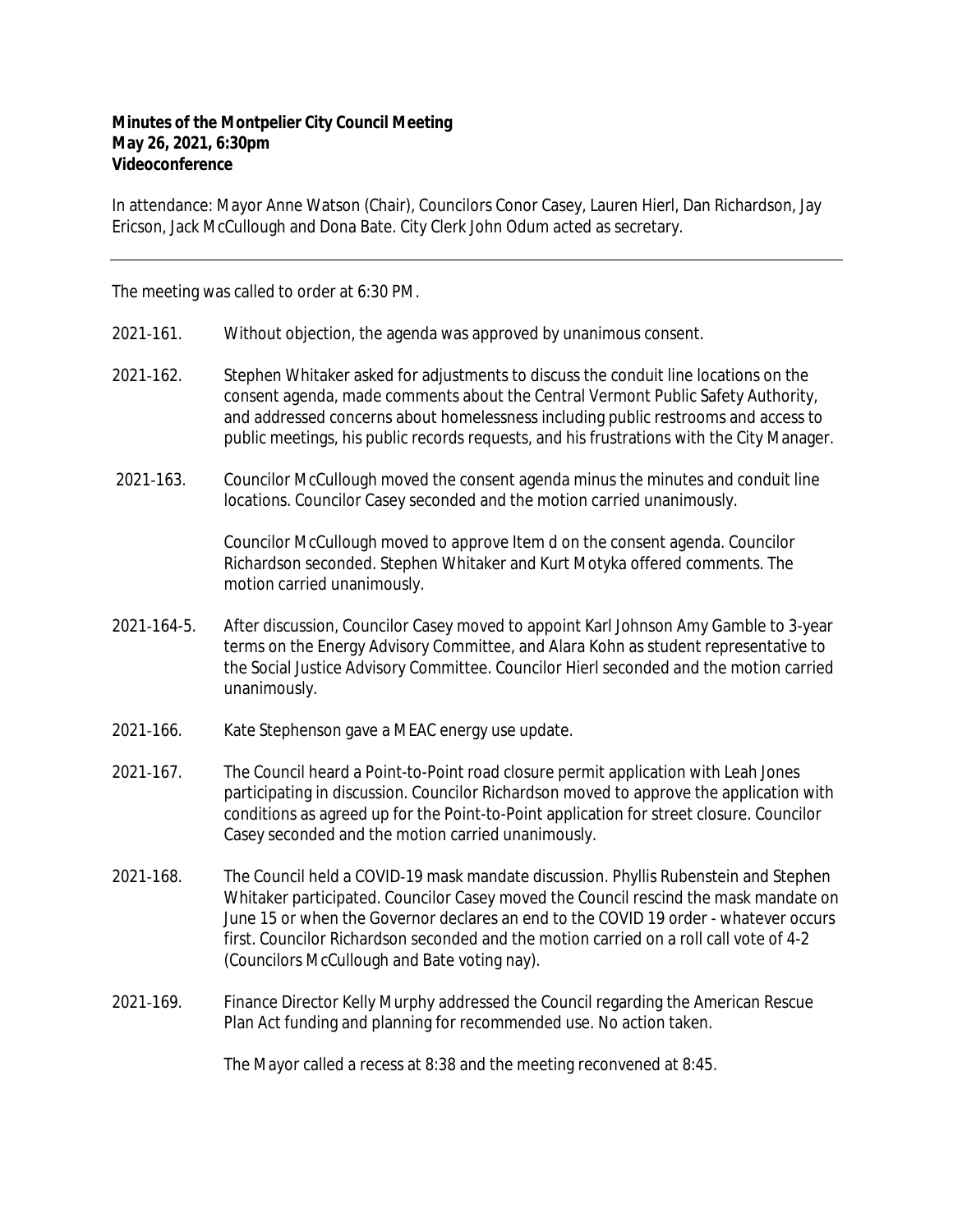**Minutes of the Montpelier City Council Meeting**
**May 26, 2021, 6:30pm**
**Videoconference**

In attendance: Mayor Anne Watson (Chair), Councilors Conor Casey, Lauren Hierl, Dan Richardson, Jay Ericson, Jack McCullough and Dona Bate. City Clerk John Odum acted as secretary.

---

The meeting was called to order at 6:30 PM.

2021-161. Without objection, the agenda was approved by unanimous consent.

2021-162. Stephen Whitaker asked for adjustments to discuss the conduit line locations on the consent agenda, made comments about the Central Vermont Public Safety Authority, and addressed concerns about homelessness including public restrooms and access to public meetings, his public records requests, and his frustrations with the City Manager.

2021-163. Councilor McCullough moved the consent agenda minus the minutes and conduit line locations. Councilor Casey seconded and the motion carried unanimously.

Councilor McCullough moved to approve Item d on the consent agenda. Councilor Richardson seconded. Stephen Whitaker and Kurt Motyka offered comments. The motion carried unanimously.

2021-164-5. After discussion, Councilor Casey moved to appoint Karl Johnson Amy Gamble to 3-year terms on the Energy Advisory Committee, and Alara Kohn as student representative to the Social Justice Advisory Committee. Councilor Hierl seconded and the motion carried unanimously.

2021-166. Kate Stephenson gave a MEAC energy use update.

2021-167. The Council heard a Point-to-Point road closure permit application with Leah Jones participating in discussion. Councilor Richardson moved to approve the application with conditions as agreed up for the Point-to-Point application for street closure. Councilor Casey seconded and the motion carried unanimously.

2021-168. The Council held a COVID-19 mask mandate discussion. Phyllis Rubenstein and Stephen Whitaker participated. Councilor Casey moved the Council rescind the mask mandate on June 15 or when the Governor declares an end to the COVID 19 order - whatever occurs first. Councilor Richardson seconded and the motion carried on a roll call vote of 4-2 (Councilors McCullough and Bate voting nay).

2021-169. Finance Director Kelly Murphy addressed the Council regarding the American Rescue Plan Act funding and planning for recommended use. No action taken.

The Mayor called a recess at 8:38 and the meeting reconvened at 8:45.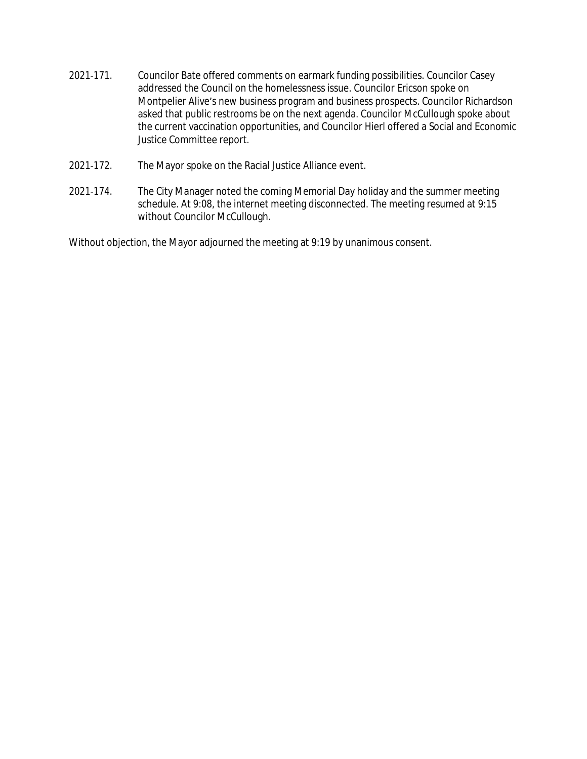2021-171. Councilor Bate offered comments on earmark funding possibilities. Councilor Casey addressed the Council on the homelessness issue. Councilor Ericson spoke on Montpelier Alive's new business program and business prospects. Councilor Richardson asked that public restrooms be on the next agenda. Councilor McCullough spoke about the current vaccination opportunities, and Councilor Hierl offered a Social and Economic Justice Committee report.

2021-172. The Mayor spoke on the Racial Justice Alliance event.

2021-174. The City Manager noted the coming Memorial Day holiday and the summer meeting schedule. At 9:08, the internet meeting disconnected. The meeting resumed at 9:15 without Councilor McCullough.

Without objection, the Mayor adjourned the meeting at 9:19 by unanimous consent.